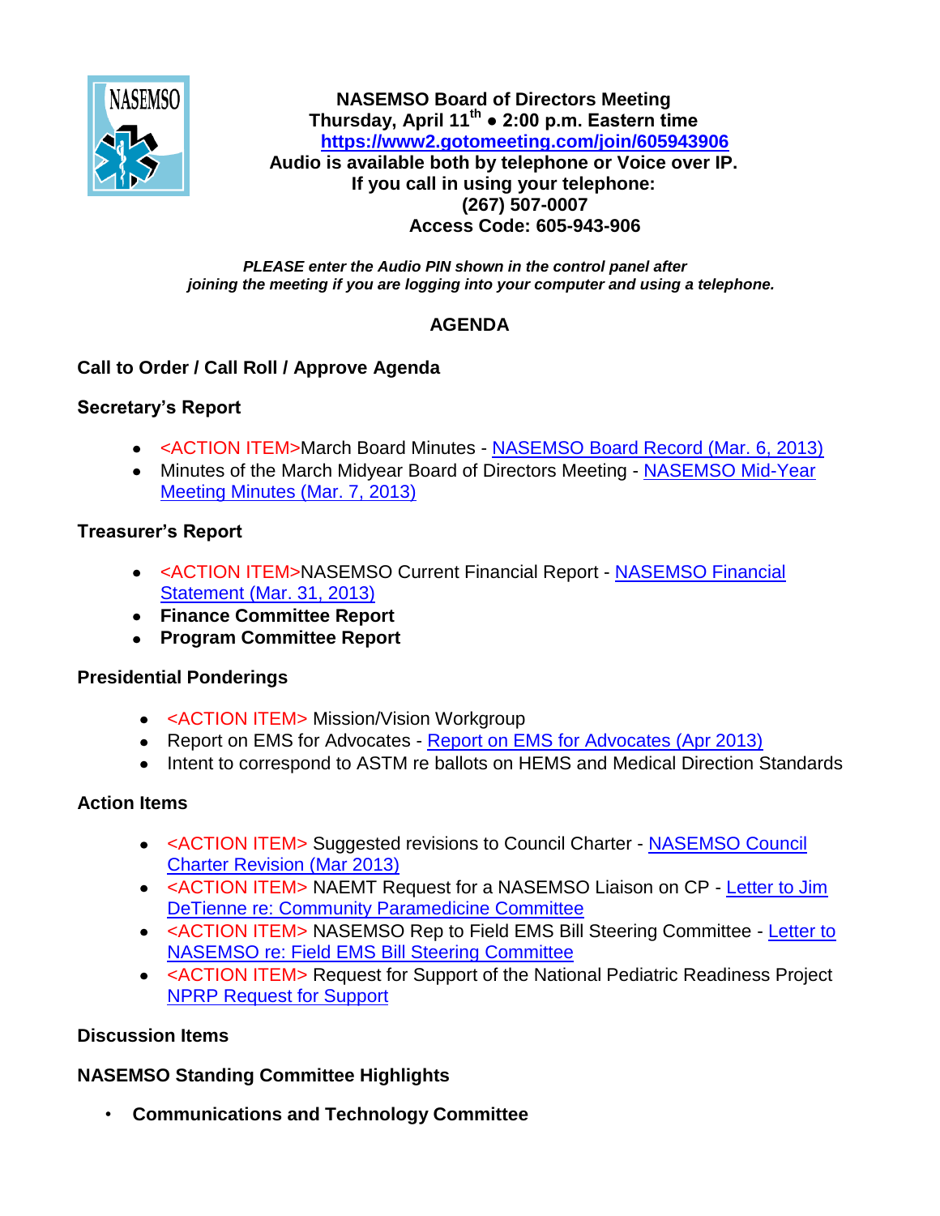**NASEMSO Board of Directors Meeting**
**Thursday, April 11th • 2:00 p.m. Eastern time**
**https://www2.gotomeeting.com/join/605943906**
**Audio is available both by telephone or Voice over IP.**
**If you call in using your telephone:**
**(267) 507-0007**
**Access Code: 605-943-906**

***PLEASE enter the Audio PIN shown in the control panel after joining the meeting if you are logging into your computer and using a telephone.***

## AGENDA

### Call to Order / Call Roll / Approve Agenda

### Secretary's Report

- <ACTION ITEM>March Board Minutes - NASEMSO Board Record (Mar. 6, 2013)
- Minutes of the March Midyear Board of Directors Meeting - NASEMSO Mid-Year Meeting Minutes (Mar. 7, 2013)

### Treasurer's Report

- <ACTION ITEM>NASEMSO Current Financial Report - NASEMSO Financial Statement (Mar. 31, 2013)
- **Finance Committee Report**
- **Program Committee Report**

### Presidential Ponderings

- <ACTION ITEM> Mission/Vision Workgroup
- Report on EMS for Advocates - Report on EMS for Advocates (Apr 2013)
- Intent to correspond to ASTM re ballots on HEMS and Medical Direction Standards

### Action Items

- <ACTION ITEM> Suggested revisions to Council Charter - NASEMSO Council Charter Revision (Mar 2013)
- <ACTION ITEM> NAEMT Request for a NASEMSO Liaison on CP - Letter to Jim DeTienne re: Community Paramedicine Committee
- <ACTION ITEM> NASEMSO Rep to Field EMS Bill Steering Committee - Letter to NASEMSO re: Field EMS Bill Steering Committee
- <ACTION ITEM> Request for Support of the National Pediatric Readiness Project NPRP Request for Support

### Discussion Items

### NASEMSO Standing Committee Highlights

- **Communications and Technology Committee**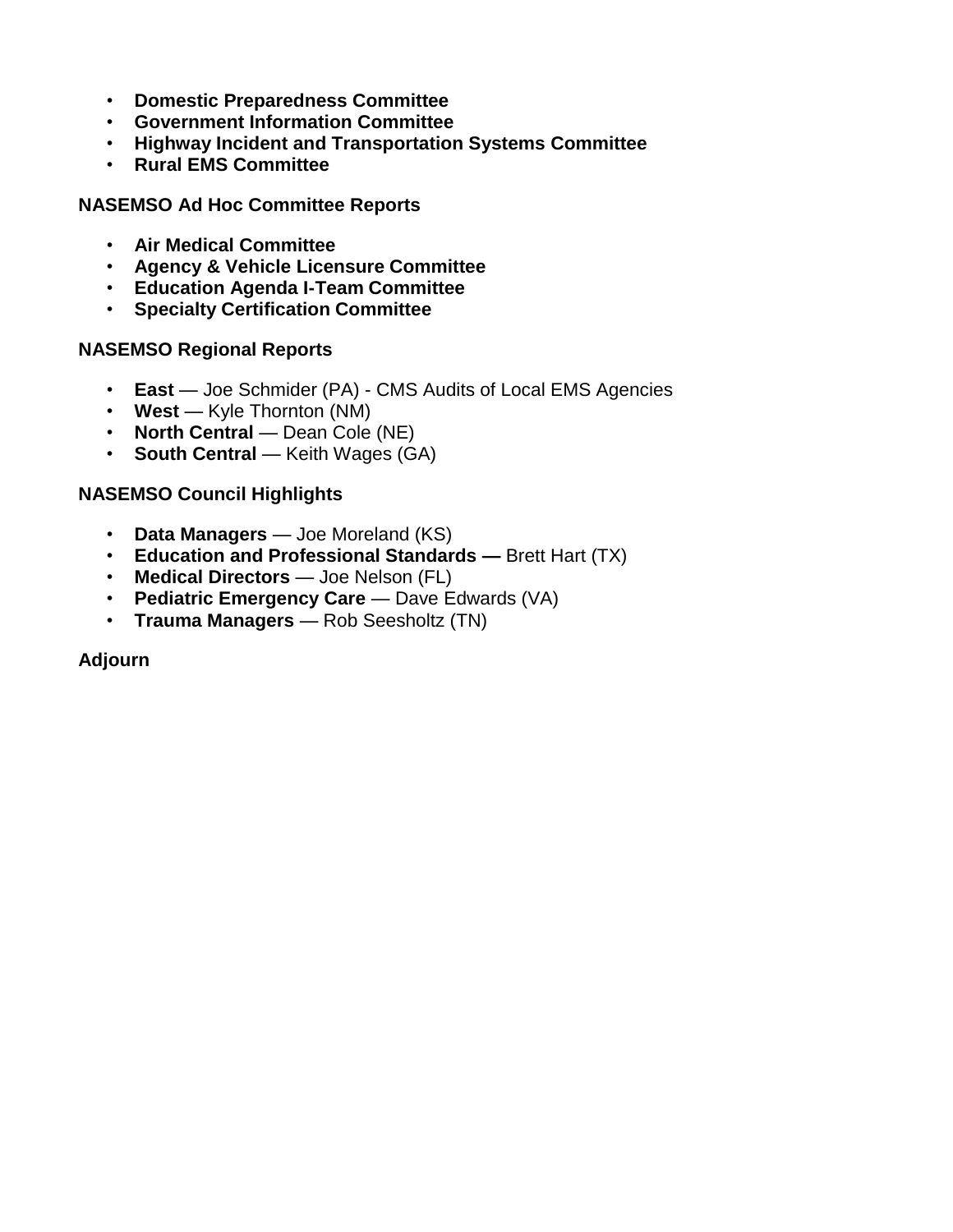- **Domestic Preparedness Committee**
- **Government Information Committee**
- **Highway Incident and Transportation Systems Committee**
- **Rural EMS Committee**

**NASEMSO Ad Hoc Committee Reports**

- **Air Medical Committee**
- **Agency & Vehicle Licensure Committee**
- **Education Agenda I-Team Committee**
- **Specialty Certification Committee**

**NASEMSO Regional Reports**

- **East** — Joe Schmider (PA) - CMS Audits of Local EMS Agencies
- **West** — Kyle Thornton (NM)
- **North Central** — Dean Cole (NE)
- **South Central** — Keith Wages (GA)

**NASEMSO Council Highlights**

- **Data Managers** — Joe Moreland (KS)
- **Education and Professional Standards —** Brett Hart (TX)
- **Medical Directors** — Joe Nelson (FL)
- **Pediatric Emergency Care** — Dave Edwards (VA)
- **Trauma Managers** — Rob Seesholtz (TN)

**Adjourn**